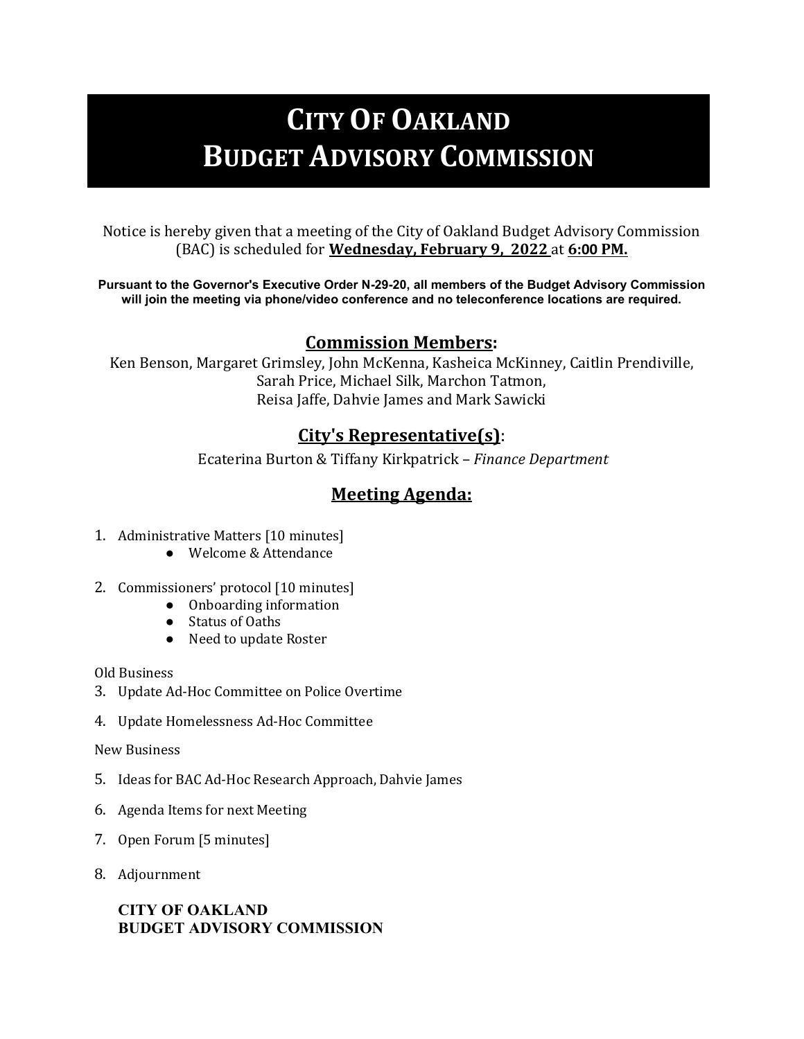# CITY OF OAKLAND
# BUDGET ADVISORY COMMISSION

Notice is hereby given that a meeting of the City of Oakland Budget Advisory Commission (BAC) is scheduled for **Wednesday, February 9, 2022** at **6:00 PM.**

**Pursuant to the Governor's Executive Order N-29-20, all members of the Budget Advisory Commission will join the meeting via phone/video conference and no teleconference locations are required.**

## Commission Members:

Ken Benson, Margaret Grimsley, John McKenna, Kasheica McKinney, Caitlin Prendiville, Sarah Price, Michael Silk, Marchon Tatmon, Reisa Jaffe, Dahvie James and Mark Sawicki

## City's Representative(s):

Ecaterina Burton & Tiffany Kirkpatrick – *Finance Department*

## Meeting Agenda:

1. Administrative Matters [10 minutes]
   - Welcome & Attendance
2. Commissioners' protocol [10 minutes]
   - Onboarding information
   - Status of Oaths
   - Need to update Roster

Old Business

3. Update Ad-Hoc Committee on Police Overtime
4. Update Homelessness Ad-Hoc Committee

New Business

5. Ideas for BAC Ad-Hoc Research Approach, Dahvie James
6. Agenda Items for next Meeting
7. Open Forum [5 minutes]
8. Adjournment

**CITY OF OAKLAND**
**BUDGET ADVISORY COMMISSION**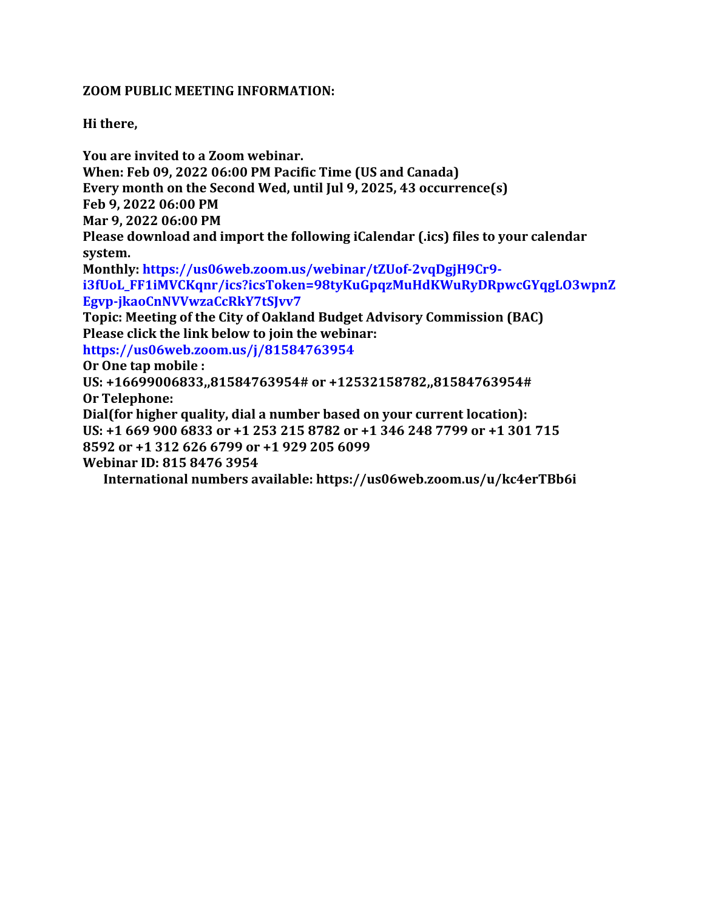**ZOOM PUBLIC MEETING INFORMATION:**

**Hi there,**

**You are invited to a Zoom webinar.**
**When: Feb 09, 2022 06:00 PM Pacific Time (US and Canada)**
**Every month on the Second Wed, until Jul 9, 2025, 43 occurrence(s)**
**Feb 9, 2022 06:00 PM**
**Mar 9, 2022 06:00 PM**
**Please download and import the following iCalendar (.ics) files to your calendar system.**
**Monthly: https://us06web.zoom.us/webinar/tZUof-2vqDgjH9Cr9-i3fUoL_FF1iMVCKqnr/ics?icsToken=98tyKuGpqzMuHdKWuRyDRpwcGYqgLO3wpnZEgvp-jkaoCnNVVwzaCcRkY7tSJvv7**
**Topic: Meeting of the City of Oakland Budget Advisory Commission (BAC)**
**Please click the link below to join the webinar:**
**https://us06web.zoom.us/j/81584763954**
**Or One tap mobile :**
**US: +16699006833,,81584763954# or +12532158782,,81584763954#**
**Or Telephone:**
**Dial(for higher quality, dial a number based on your current location):**
**US: +1 669 900 6833 or +1 253 215 8782 or +1 346 248 7799 or +1 301 715 8592 or +1 312 626 6799 or +1 929 205 6099**
**Webinar ID: 815 8476 3954**
**International numbers available: https://us06web.zoom.us/u/kc4erTBb6i**